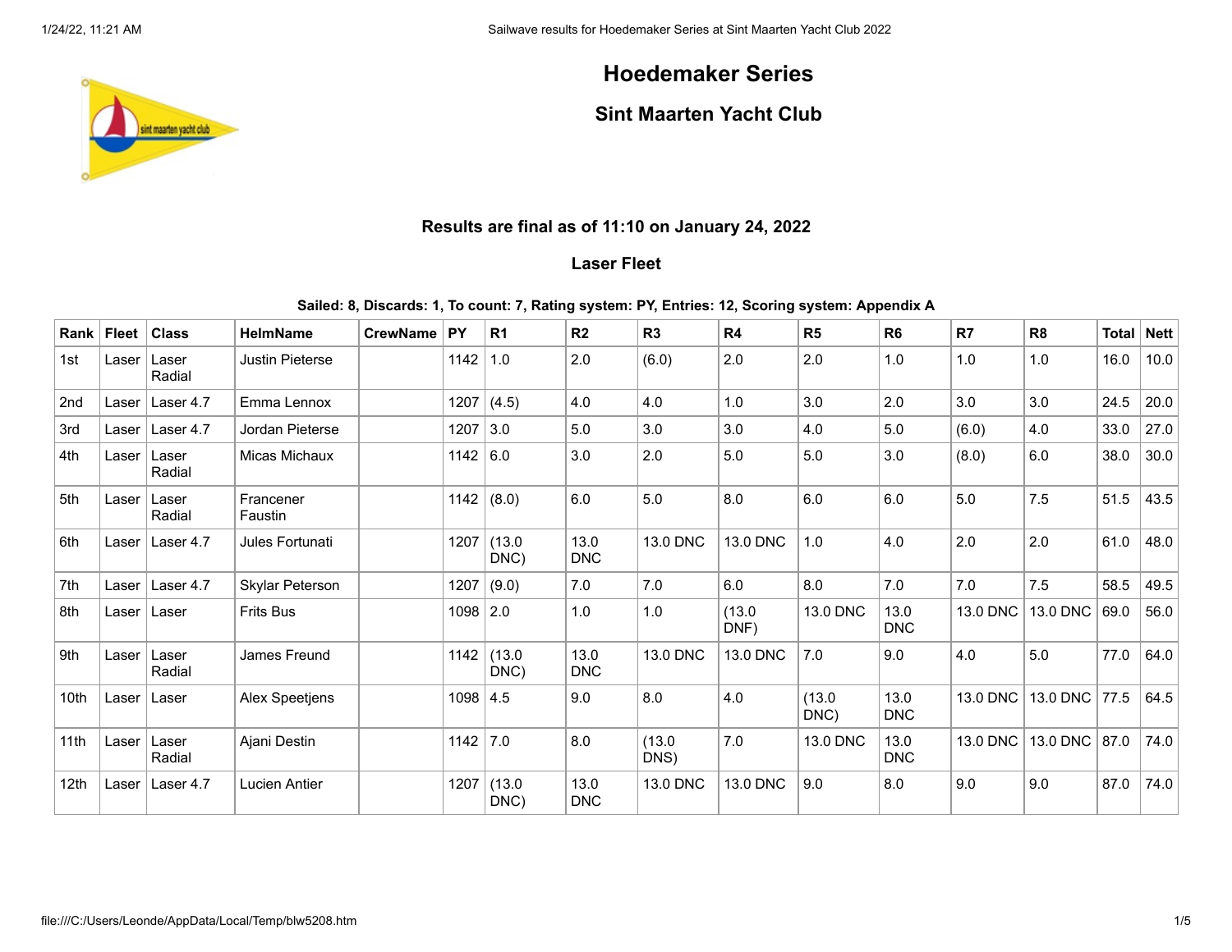# Hoedemaker Series

## Sint Maarten Yacht Club

### Results are final as of 11:10 on January 24, 2022

### Laser Fleet

**Sailed: 8, Discards: 1, To count: 7, Rating system: PY, Entries: 12, Scoring system: Appendix A**

| Rank | Fleet | Class | HelmName | CrewName | PY | R1 | R2 | R3 | R4 | R5 | R6 | R7 | R8 | Total | Nett |
|---|---|---|---|---|---|---|---|---|---|---|---|---|---|---|---|
| 1st | Laser | Laser Radial | Justin Pieterse | | 1142 | 1.0 | 2.0 | (6.0) | 2.0 | 2.0 | 1.0 | 1.0 | 1.0 | 16.0 | 10.0 |
| 2nd | Laser | Laser 4.7 | Emma Lennox | | 1207 | (4.5) | 4.0 | 4.0 | 1.0 | 3.0 | 2.0 | 3.0 | 3.0 | 24.5 | 20.0 |
| 3rd | Laser | Laser 4.7 | Jordan Pieterse | | 1207 | 3.0 | 5.0 | 3.0 | 3.0 | 4.0 | 5.0 | (6.0) | 4.0 | 33.0 | 27.0 |
| 4th | Laser | Laser Radial | Micas Michaux | | 1142 | 6.0 | 3.0 | 2.0 | 5.0 | 5.0 | 3.0 | (8.0) | 6.0 | 38.0 | 30.0 |
| 5th | Laser | Laser Radial | Francener Faustin | | 1142 | (8.0) | 6.0 | 5.0 | 8.0 | 6.0 | 6.0 | 5.0 | 7.5 | 51.5 | 43.5 |
| 6th | Laser | Laser 4.7 | Jules Fortunati | | 1207 | (13.0 DNC) | 13.0 DNC | 13.0 DNC | 13.0 DNC | 1.0 | 4.0 | 2.0 | 2.0 | 61.0 | 48.0 |
| 7th | Laser | Laser 4.7 | Skylar Peterson | | 1207 | (9.0) | 7.0 | 7.0 | 6.0 | 8.0 | 7.0 | 7.0 | 7.5 | 58.5 | 49.5 |
| 8th | Laser | Laser | Frits Bus | | 1098 | 2.0 | 1.0 | 1.0 | (13.0 DNF) | 13.0 DNC | 13.0 DNC | 13.0 DNC | 13.0 DNC | 69.0 | 56.0 |
| 9th | Laser | Laser Radial | James Freund | | 1142 | (13.0 DNC) | 13.0 DNC | 13.0 DNC | 13.0 DNC | 7.0 | 9.0 | 4.0 | 5.0 | 77.0 | 64.0 |
| 10th | Laser | Laser | Alex Speetjens | | 1098 | 4.5 | 9.0 | 8.0 | 4.0 | (13.0 DNC) | 13.0 DNC | 13.0 DNC | 13.0 DNC | 77.5 | 64.5 |
| 11th | Laser | Laser Radial | Ajani Destin | | 1142 | 7.0 | 8.0 | (13.0 DNS) | 7.0 | 13.0 DNC | 13.0 DNC | 13.0 DNC | 13.0 DNC | 87.0 | 74.0 |
| 12th | Laser | Laser 4.7 | Lucien Antier | | 1207 | (13.0 DNC) | 13.0 DNC | 13.0 DNC | 13.0 DNC | 9.0 | 8.0 | 9.0 | 9.0 | 87.0 | 74.0 |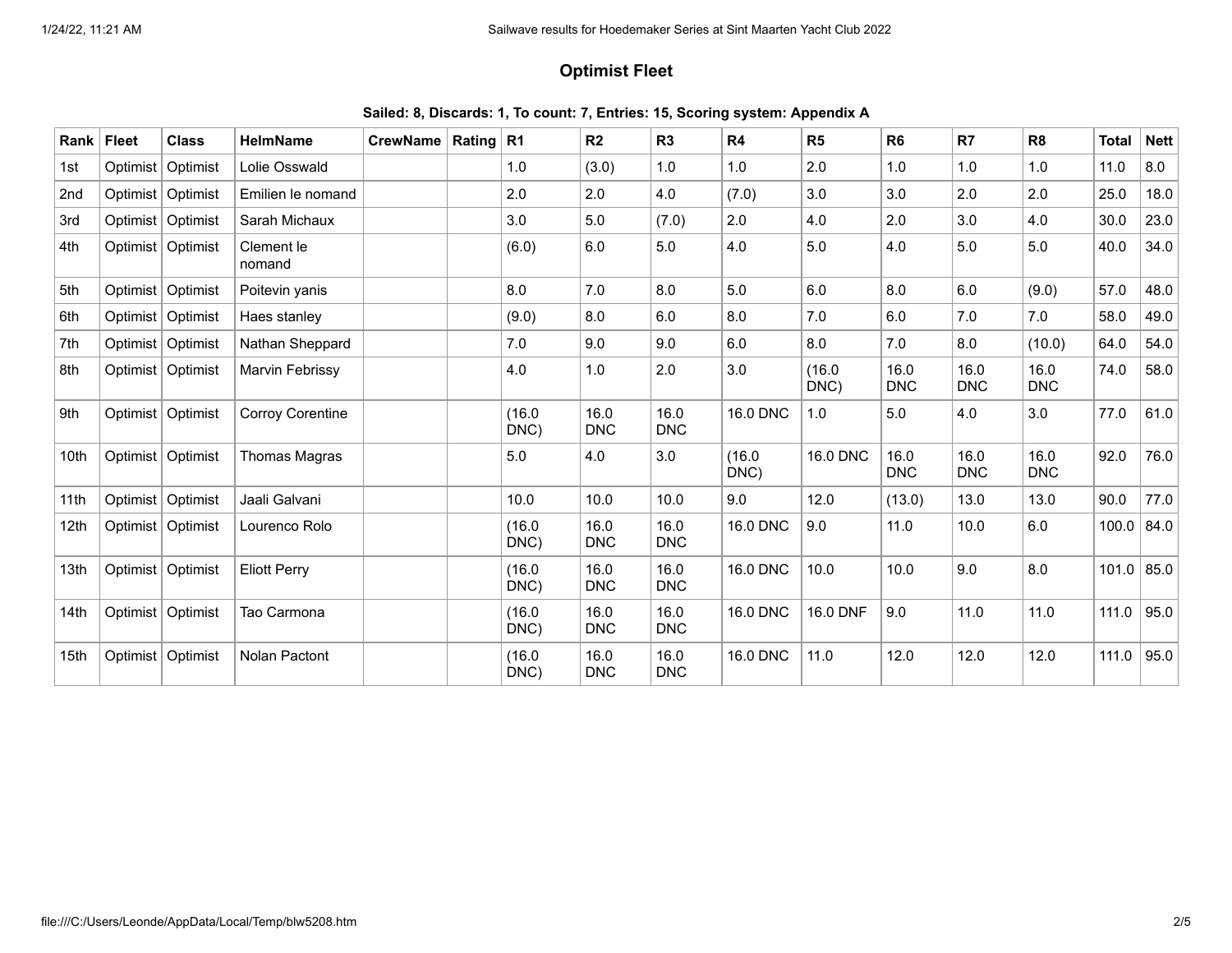## Optimist Fleet

**Sailed: 8, Discards: 1, To count: 7, Entries: 15, Scoring system: Appendix A**

| Rank | Fleet | Class | HelmName | CrewName | Rating | R1 | R2 | R3 | R4 | R5 | R6 | R7 | R8 | Total | Nett |
|---|---|---|---|---|---|---|---|---|---|---|---|---|---|---|---|
| 1st | Optimist | Optimist | Lolie Osswald | | | 1.0 | (3.0) | 1.0 | 1.0 | 2.0 | 1.0 | 1.0 | 1.0 | 11.0 | 8.0 |
| 2nd | Optimist | Optimist | Emilien le nomand | | | 2.0 | 2.0 | 4.0 | (7.0) | 3.0 | 3.0 | 2.0 | 2.0 | 25.0 | 18.0 |
| 3rd | Optimist | Optimist | Sarah Michaux | | | 3.0 | 5.0 | (7.0) | 2.0 | 4.0 | 2.0 | 3.0 | 4.0 | 30.0 | 23.0 |
| 4th | Optimist | Optimist | Clement le nomand | | | (6.0) | 6.0 | 5.0 | 4.0 | 5.0 | 4.0 | 5.0 | 5.0 | 40.0 | 34.0 |
| 5th | Optimist | Optimist | Poitevin yanis | | | 8.0 | 7.0 | 8.0 | 5.0 | 6.0 | 8.0 | 6.0 | (9.0) | 57.0 | 48.0 |
| 6th | Optimist | Optimist | Haes stanley | | | (9.0) | 8.0 | 6.0 | 8.0 | 7.0 | 6.0 | 7.0 | 7.0 | 58.0 | 49.0 |
| 7th | Optimist | Optimist | Nathan Sheppard | | | 7.0 | 9.0 | 9.0 | 6.0 | 8.0 | 7.0 | 8.0 | (10.0) | 64.0 | 54.0 |
| 8th | Optimist | Optimist | Marvin Febrissy | | | 4.0 | 1.0 | 2.0 | 3.0 | (16.0 DNC) | 16.0 DNC | 16.0 DNC | 16.0 DNC | 74.0 | 58.0 |
| 9th | Optimist | Optimist | Corroy Corentine | | | (16.0 DNC) | 16.0 DNC | 16.0 DNC | 16.0 DNC | 1.0 | 5.0 | 4.0 | 3.0 | 77.0 | 61.0 |
| 10th | Optimist | Optimist | Thomas Magras | | | 5.0 | 4.0 | 3.0 | (16.0 DNC) | 16.0 DNC | 16.0 DNC | 16.0 DNC | 16.0 DNC | 92.0 | 76.0 |
| 11th | Optimist | Optimist | Jaali Galvani | | | 10.0 | 10.0 | 10.0 | 9.0 | 12.0 | (13.0) | 13.0 | 13.0 | 90.0 | 77.0 |
| 12th | Optimist | Optimist | Lourenco Rolo | | | (16.0 DNC) | 16.0 DNC | 16.0 DNC | 16.0 DNC | 9.0 | 11.0 | 10.0 | 6.0 | 100.0 | 84.0 |
| 13th | Optimist | Optimist | Eliott Perry | | | (16.0 DNC) | 16.0 DNC | 16.0 DNC | 16.0 DNC | 10.0 | 10.0 | 9.0 | 8.0 | 101.0 | 85.0 |
| 14th | Optimist | Optimist | Tao Carmona | | | (16.0 DNC) | 16.0 DNC | 16.0 DNC | 16.0 DNC | 16.0 DNF | 9.0 | 11.0 | 11.0 | 111.0 | 95.0 |
| 15th | Optimist | Optimist | Nolan Pactont | | | (16.0 DNC) | 16.0 DNC | 16.0 DNC | 16.0 DNC | 11.0 | 12.0 | 12.0 | 12.0 | 111.0 | 95.0 |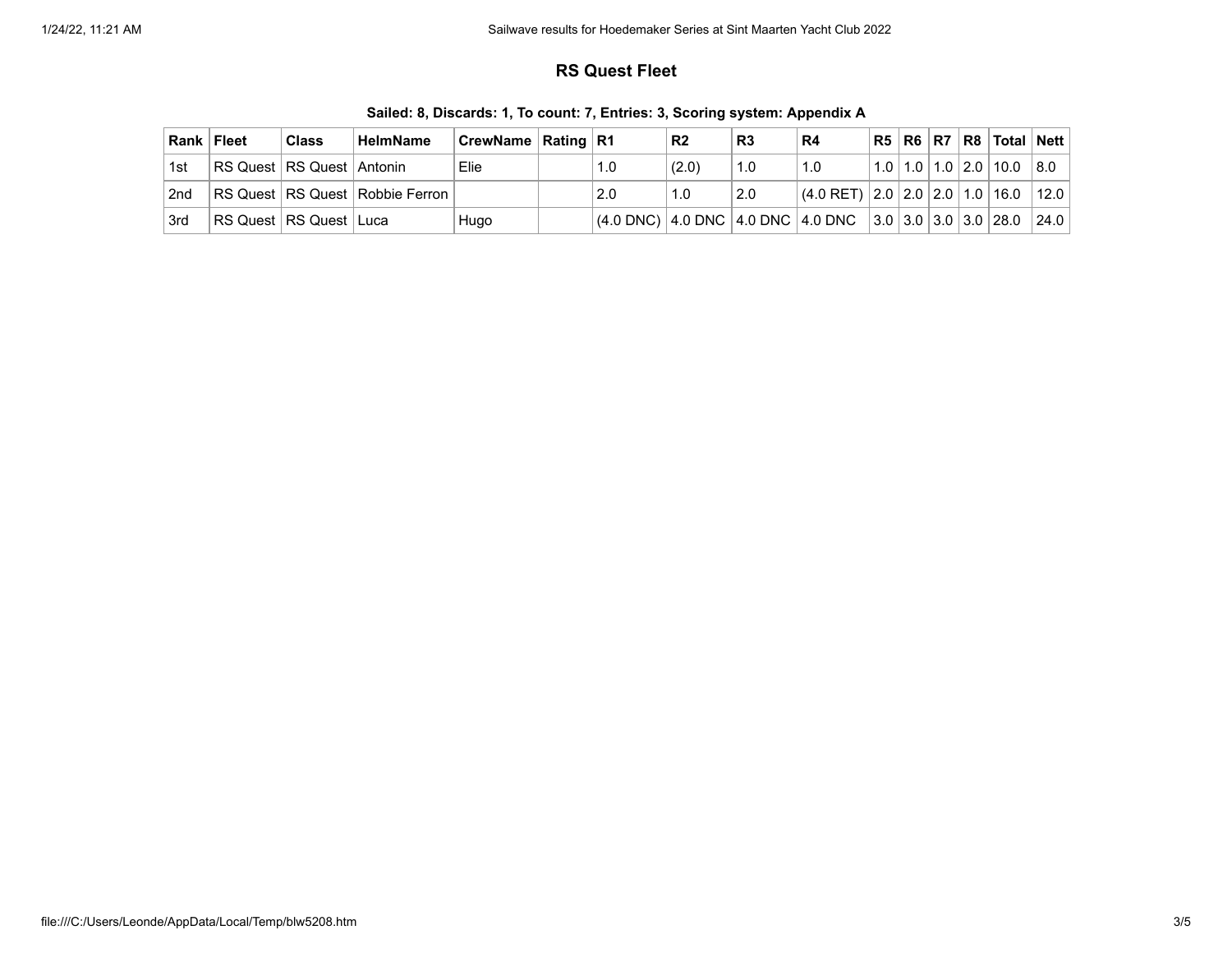## RS Quest Fleet

**Sailed: 8, Discards: 1, To count: 7, Entries: 3, Scoring system: Appendix A**

| Rank | Fleet | Class | HelmName | CrewName | Rating | R1 | R2 | R3 | R4 | R5 | R6 | R7 | R8 | Total | Nett |
|---|---|---|---|---|---|---|---|---|---|---|---|---|---|---|---|
| 1st | RS Quest | RS Quest | Antonin | Elie | | 1.0 | (2.0) | 1.0 | 1.0 | 1.0 | 1.0 | 1.0 | 2.0 | 10.0 | 8.0 |
| 2nd | RS Quest | RS Quest | Robbie Ferron | | | 2.0 | 1.0 | 2.0 | (4.0 RET) | 2.0 | 2.0 | 2.0 | 1.0 | 16.0 | 12.0 |
| 3rd | RS Quest | RS Quest | Luca | Hugo | | (4.0 DNC) | 4.0 DNC | 4.0 DNC | 4.0 DNC | 3.0 | 3.0 | 3.0 | 3.0 | 28.0 | 24.0 |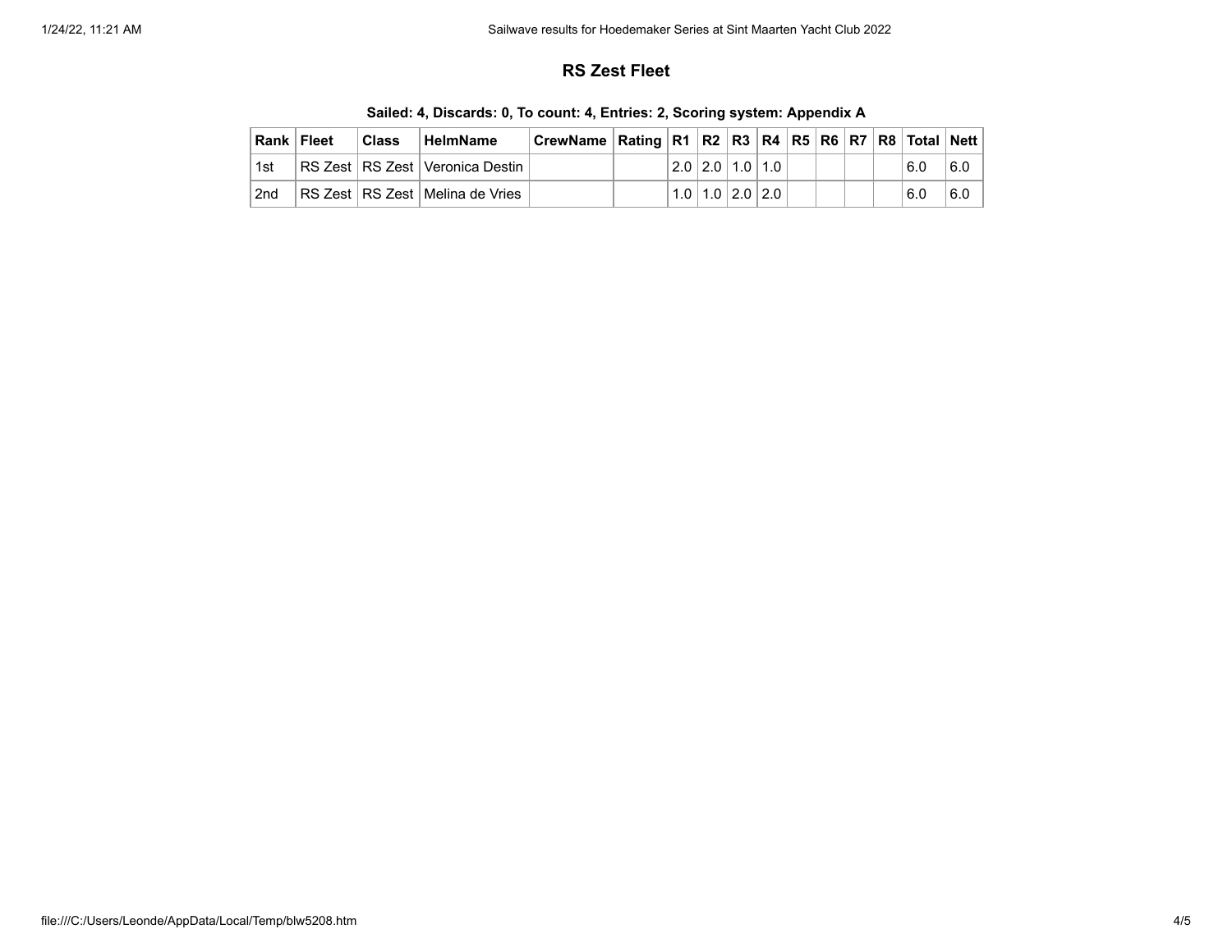## RS Zest Fleet

**Sailed: 4, Discards: 0, To count: 4, Entries: 2, Scoring system: Appendix A**

| Rank | Fleet | Class | HelmName | CrewName | Rating | R1 | R2 | R3 | R4 | R5 | R6 | R7 | R8 | Total | Nett |
|---|---|---|---|---|---|---|---|---|---|---|---|---|---|---|---|
| 1st | RS Zest | RS Zest | Veronica Destin | | | 2.0 | 2.0 | 1.0 | 1.0 | | | | | 6.0 | 6.0 |
| 2nd | RS Zest | RS Zest | Melina de Vries | | | 1.0 | 1.0 | 2.0 | 2.0 | | | | | 6.0 | 6.0 |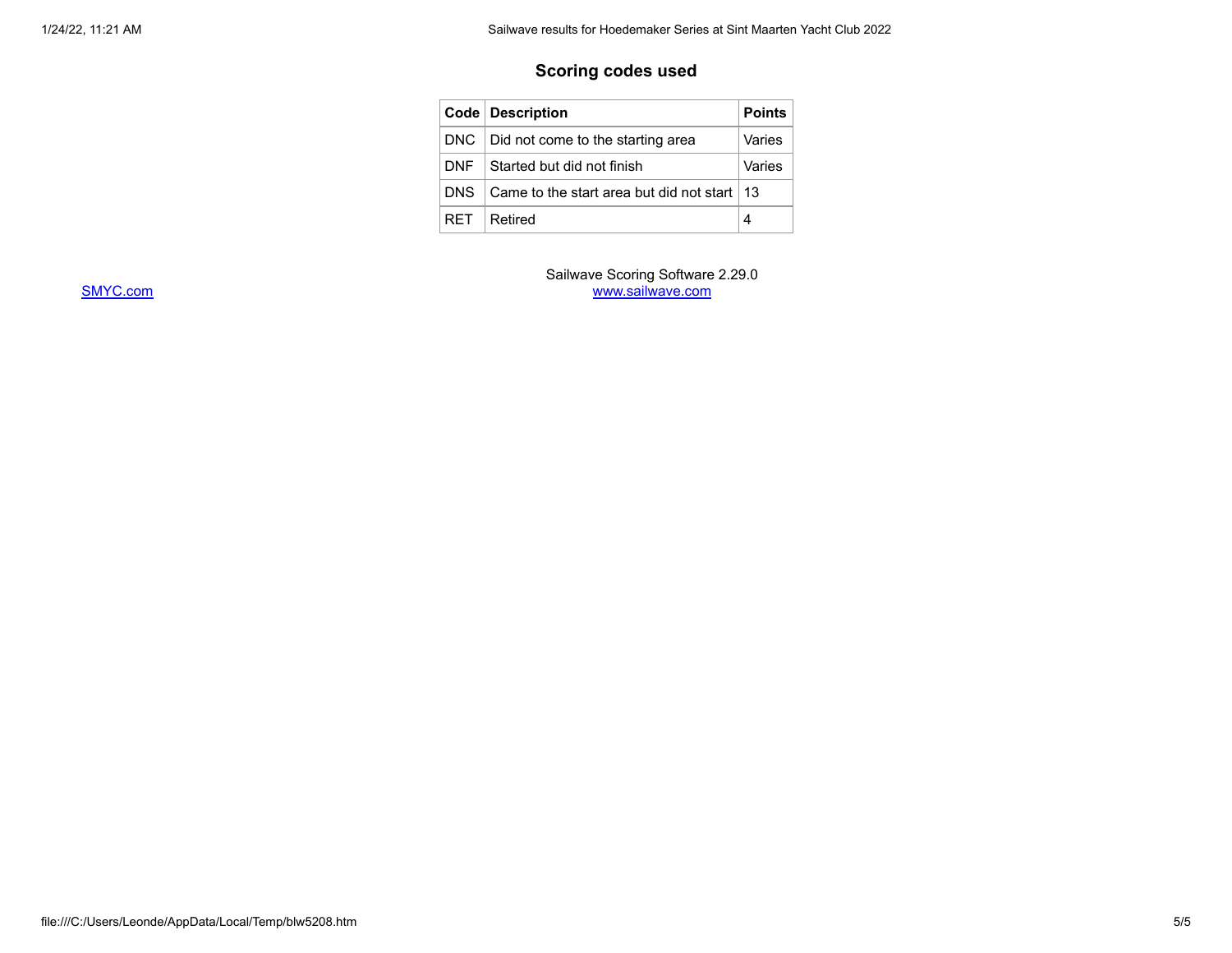### Scoring codes used

| Code | Description | Points |
|---|---|---|
| DNC | Did not come to the starting area | Varies |
| DNF | Started but did not finish | Varies |
| DNS | Came to the start area but did not start | 13 |
| RET | Retired | 4 |

SMYC.com

Sailwave Scoring Software 2.29.0
www.sailwave.com